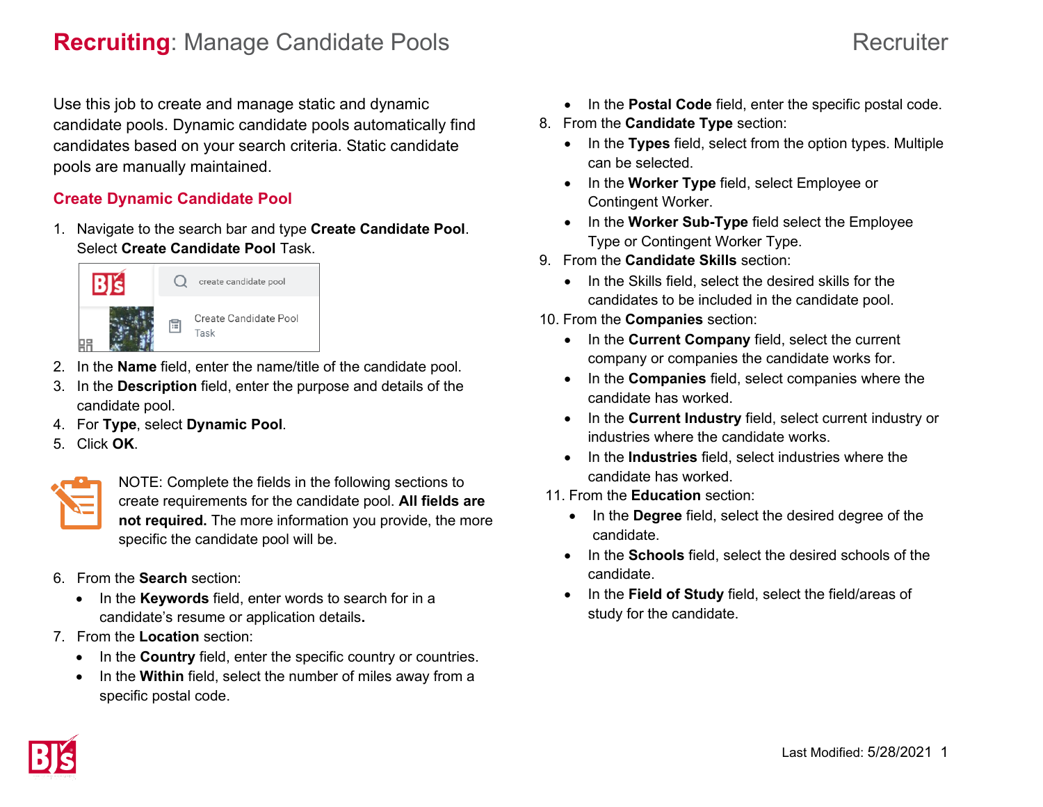# **Recruiting**: Manage Candidate Pools

Recruiter

Use this job to create and manage static and dynamic candidate pools. Dynamic candidate pools automatically find candidates based on your search criteria. Static candidate pools are manually maintained.

## Create Dynamic Candidate Pool

1. Navigate to the search bar and type **Create Candidate Pool**. Select **Create Candidate Pool** Task.
2. In the **Name** field, enter the name/title of the candidate pool.
3. In the **Description** field, enter the purpose and details of the candidate pool.
4. For **Type**, select **Dynamic Pool**.
5. Click **OK**.

NOTE: Complete the fields in the following sections to create requirements for the candidate pool. **All fields are not required.** The more information you provide, the more specific the candidate pool will be.

6. From the **Search** section:
   - In the **Keywords** field, enter words to search for in a candidate's resume or application details**.**
7. From the **Location** section:
   - In the **Country** field, enter the specific country or countries.
   - In the **Within** field, select the number of miles away from a specific postal code.
   - In the **Postal Code** field, enter the specific postal code.
8. From the **Candidate Type** section:
   - In the **Types** field, select from the option types. Multiple can be selected.
   - In the **Worker Type** field, select Employee or Contingent Worker.
   - In the **Worker Sub-Type** field select the Employee Type or Contingent Worker Type.
9. From the **Candidate Skills** section:
   - In the Skills field, select the desired skills for the candidates to be included in the candidate pool.
10. From the **Companies** section:
    - In the **Current Company** field, select the current company or companies the candidate works for.
    - In the **Companies** field, select companies where the candidate has worked.
    - In the **Current Industry** field, select current industry or industries where the candidate works.
    - In the **Industries** field, select industries where the candidate has worked.
11. From the **Education** section:
    - In the **Degree** field, select the desired degree of the candidate.
    - In the **Schools** field, select the desired schools of the candidate.
    - In the **Field of Study** field, select the field/areas of study for the candidate.

Last Modified: 5/28/2021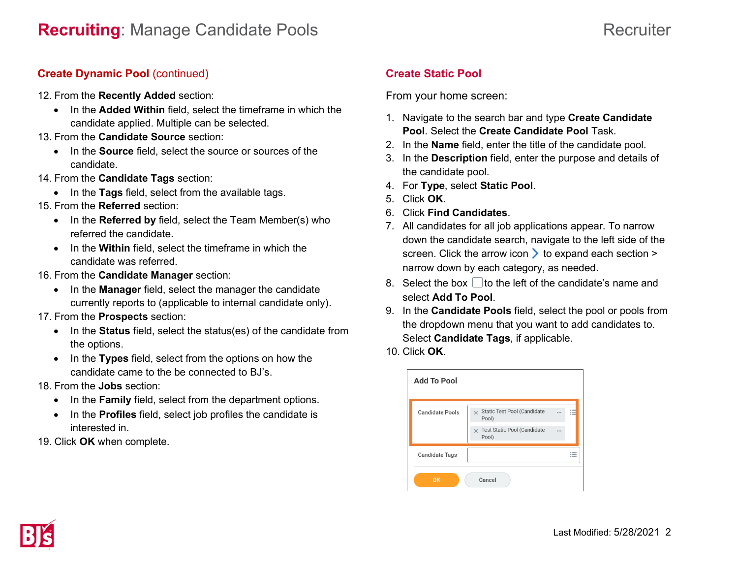## Create Dynamic Pool (continued)

12. From the **Recently Added** section:
    - In the **Added Within** field, select the timeframe in which the candidate applied. Multiple can be selected.
13. From the **Candidate Source** section:
    - In the **Source** field, select the source or sources of the candidate.
14. From the **Candidate Tags** section:
    - In the **Tags** field, select from the available tags.
15. From the **Referred** section:
    - In the **Referred by** field, select the Team Member(s) who referred the candidate.
    - In the **Within** field, select the timeframe in which the candidate was referred.
16. From the **Candidate Manager** section:
    - In the **Manager** field, select the manager the candidate currently reports to (applicable to internal candidate only).
17. From the **Prospects** section:
    - In the **Status** field, select the status(es) of the candidate from the options.
    - In the **Types** field, select from the options on how the candidate came to the be connected to BJ's.
18. From the **Jobs** section:
    - In the **Family** field, select from the department options.
    - In the **Profiles** field, select job profiles the candidate is interested in.
19. Click **OK** when complete.

## Create Static Pool

From your home screen:

1. Navigate to the search bar and type **Create Candidate Pool**. Select the **Create Candidate Pool** Task.
2. In the **Name** field, enter the title of the candidate pool.
3. In the **Description** field, enter the purpose and details of the candidate pool.
4. For **Type**, select **Static Pool**.
5. Click **OK**.
6. Click **Find Candidates**.
7. All candidates for all job applications appear. To narrow down the candidate search, navigate to the left side of the screen. Click the arrow icon > to expand each section > narrow down by each category, as needed.
8. Select the box ☐ to the left of the candidate's name and select **Add To Pool**.
9. In the **Candidate Pools** field, select the pool or pools from the dropdown menu that you want to add candidates to. Select **Candidate Tags**, if applicable.
10. Click **OK**.

**Add To Pool**

| | |
|---|---|
| Candidate Pools | Static Test Pool (Candidate Pool); Test Static Pool (Candidate Pool) |
| Candidate Tags | |

OK | Cancel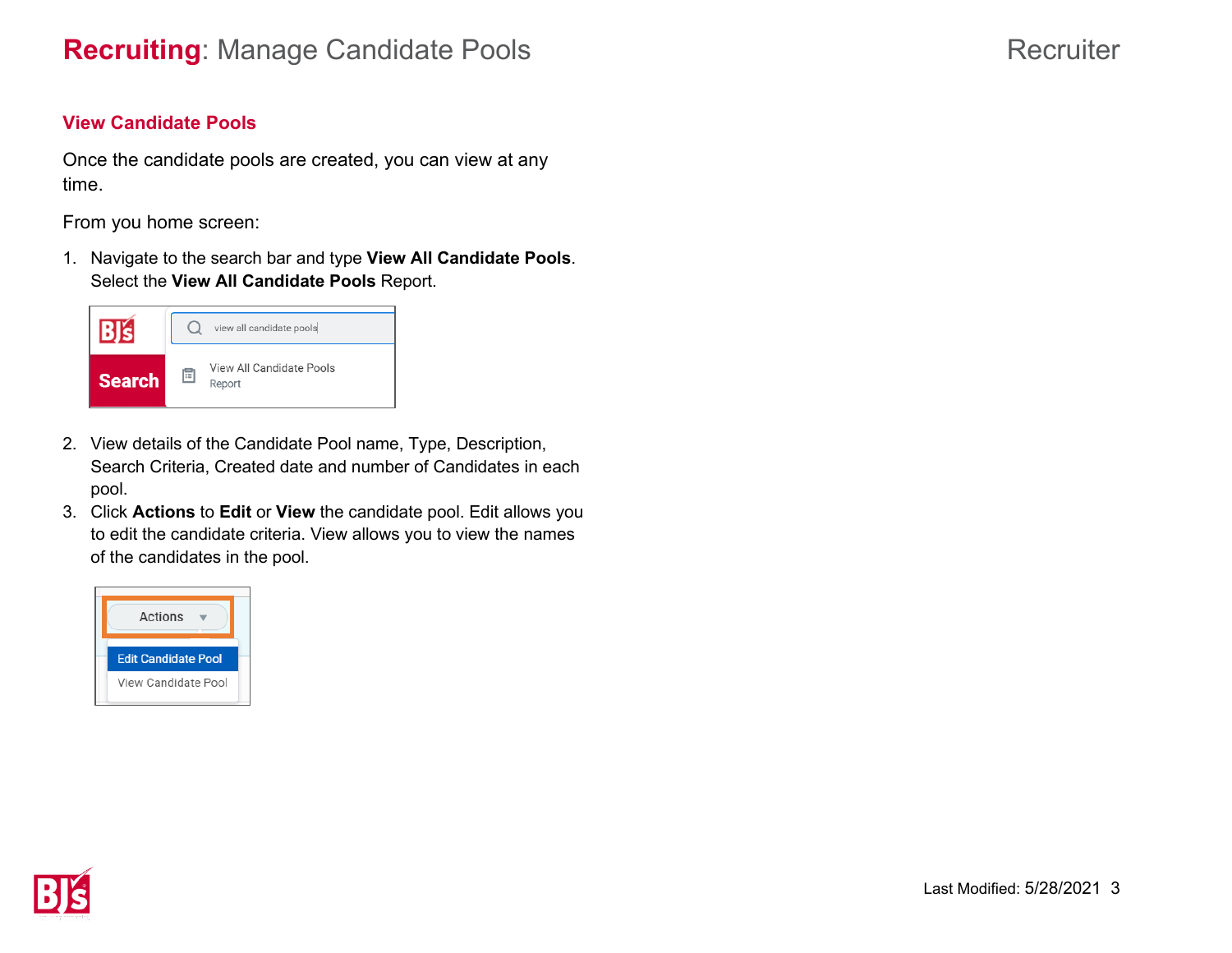# **Recruiting**: Manage Candidate Pools

Recruiter

## View Candidate Pools

Once the candidate pools are created, you can view at any time.

From you home screen:

1. Navigate to the search bar and type **View All Candidate Pools**. Select the **View All Candidate Pools** Report.
2. View details of the Candidate Pool name, Type, Description, Search Criteria, Created date and number of Candidates in each pool.
3. Click **Actions** to **Edit** or **View** the candidate pool. Edit allows you to edit the candidate criteria. View allows you to view the names of the candidates in the pool.

Last Modified: 5/28/2021